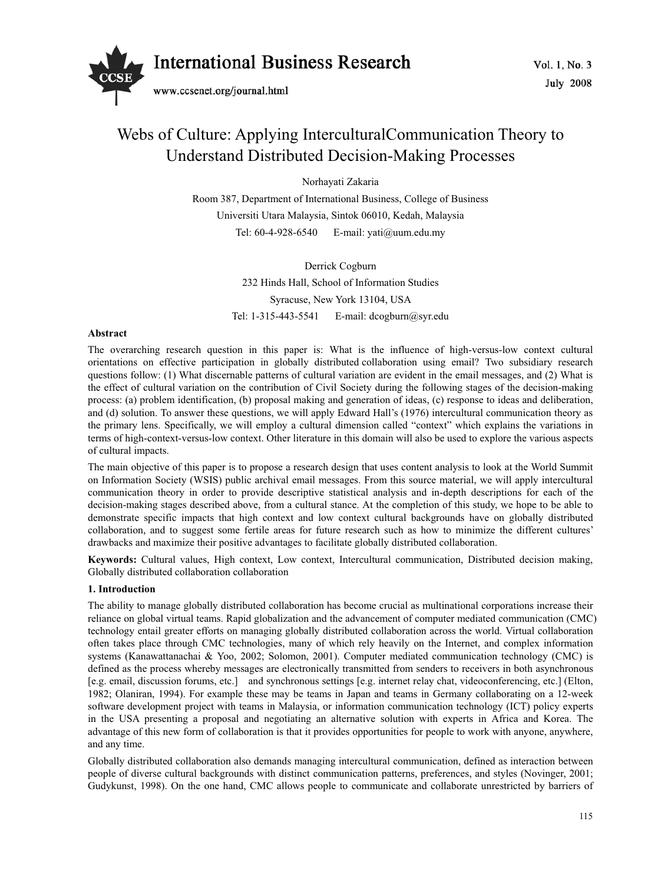# Webs of Culture: Applying InterculturalCommunication Theory to Understand Distributed Decision-Making Processes

Norhayati Zakaria

Room 387, Department of International Business, College of Business

Universiti Utara Malaysia, Sintok 06010, Kedah, Malaysia

Tel: 60-4-928-6540 E-mail: yati@uum.edu.my

Derrick Cogburn

232 Hinds Hall, School of Information Studies

Syracuse, New York 13104, USA

Tel: 1-315-443-5541 E-mail: dcogburn@syr.edu

**Abstract**

The overarching research question in this paper is: What is the influence of high-versus-low context cultural orientations on effective participation in globally distributed collaboration using email? Two subsidiary research questions follow: (1) What discernable patterns of cultural variation are evident in the email messages, and (2) What is the effect of cultural variation on the contribution of Civil Society during the following stages of the decision-making process: (a) problem identification, (b) proposal making and generation of ideas, (c) response to ideas and deliberation, and (d) solution. To answer these questions, we will apply Edward Hall's (1976) intercultural communication theory as the primary lens. Specifically, we will employ a cultural dimension called "context" which explains the variations in terms of high-context-versus-low context. Other literature in this domain will also be used to explore the various aspects of cultural impacts.

The main objective of this paper is to propose a research design that uses content analysis to look at the World Summit on Information Society (WSIS) public archival email messages. From this source material, we will apply intercultural communication theory in order to provide descriptive statistical analysis and in-depth descriptions for each of the decision-making stages described above, from a cultural stance. At the completion of this study, we hope to be able to demonstrate specific impacts that high context and low context cultural backgrounds have on globally distributed collaboration, and to suggest some fertile areas for future research such as how to minimize the different cultures' drawbacks and maximize their positive advantages to facilitate globally distributed collaboration.

**Keywords:** Cultural values, High context, Low context, Intercultural communication, Distributed decision making, Globally distributed collaboration collaboration

## 1. Introduction

The ability to manage globally distributed collaboration has become crucial as multinational corporations increase their reliance on global virtual teams. Rapid globalization and the advancement of computer mediated communication (CMC) technology entail greater efforts on managing globally distributed collaboration across the world. Virtual collaboration often takes place through CMC technologies, many of which rely heavily on the Internet, and complex information systems (Kanawattanachai & Yoo, 2002; Solomon, 2001). Computer mediated communication technology (CMC) is defined as the process whereby messages are electronically transmitted from senders to receivers in both asynchronous [e.g. email, discussion forums, etc.] and synchronous settings [e.g. internet relay chat, videoconferencing, etc.] (Elton, 1982; Olaniran, 1994). For example these may be teams in Japan and teams in Germany collaborating on a 12-week software development project with teams in Malaysia, or information communication technology (ICT) policy experts in the USA presenting a proposal and negotiating an alternative solution with experts in Africa and Korea. The advantage of this new form of collaboration is that it provides opportunities for people to work with anyone, anywhere, and any time.

Globally distributed collaboration also demands managing intercultural communication, defined as interaction between people of diverse cultural backgrounds with distinct communication patterns, preferences, and styles (Novinger, 2001; Gudykunst, 1998). On the one hand, CMC allows people to communicate and collaborate unrestricted by barriers of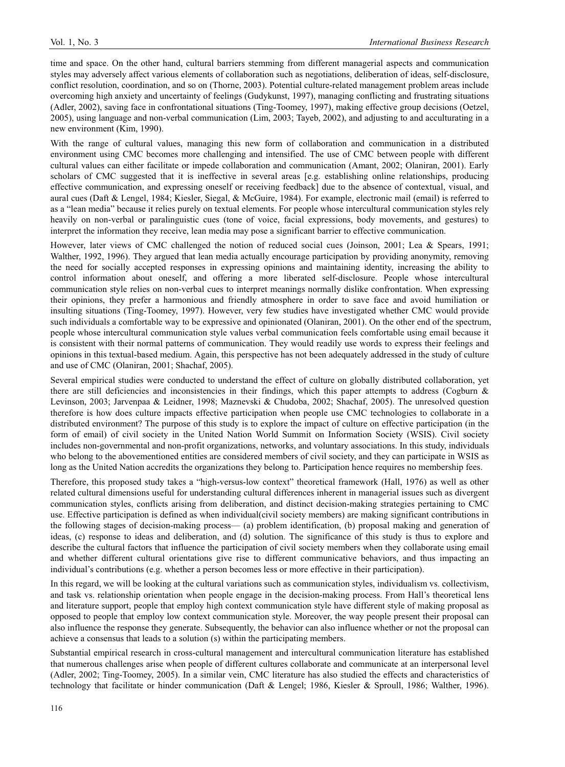time and space. On the other hand, cultural barriers stemming from different managerial aspects and communication styles may adversely affect various elements of collaboration such as negotiations, deliberation of ideas, self-disclosure, conflict resolution, coordination, and so on (Thorne, 2003). Potential culture-related management problem areas include overcoming high anxiety and uncertainty of feelings (Gudykunst, 1997), managing conflicting and frustrating situations (Adler, 2002), saving face in confrontational situations (Ting-Toomey, 1997), making effective group decisions (Oetzel, 2005), using language and non-verbal communication (Lim, 2003; Tayeb, 2002), and adjusting to and acculturating in a new environment (Kim, 1990).

With the range of cultural values, managing this new form of collaboration and communication in a distributed environment using CMC becomes more challenging and intensified. The use of CMC between people with different cultural values can either facilitate or impede collaboration and communication (Amant, 2002; Olaniran, 2001). Early scholars of CMC suggested that it is ineffective in several areas [e.g. establishing online relationships, producing effective communication, and expressing oneself or receiving feedback] due to the absence of contextual, visual, and aural cues (Daft & Lengel, 1984; Kiesler, Siegal, & McGuire, 1984). For example, electronic mail (email) is referred to as a "lean media" because it relies purely on textual elements. For people whose intercultural communication styles rely heavily on non-verbal or paralinguistic cues (tone of voice, facial expressions, body movements, and gestures) to interpret the information they receive, lean media may pose a significant barrier to effective communication.

However, later views of CMC challenged the notion of reduced social cues (Joinson, 2001; Lea & Spears, 1991; Walther, 1992, 1996). They argued that lean media actually encourage participation by providing anonymity, removing the need for socially accepted responses in expressing opinions and maintaining identity, increasing the ability to control information about oneself, and offering a more liberated self-disclosure. People whose intercultural communication style relies on non-verbal cues to interpret meanings normally dislike confrontation. When expressing their opinions, they prefer a harmonious and friendly atmosphere in order to save face and avoid humiliation or insulting situations (Ting-Toomey, 1997). However, very few studies have investigated whether CMC would provide such individuals a comfortable way to be expressive and opinionated (Olaniran, 2001). On the other end of the spectrum, people whose intercultural communication style values verbal communication feels comfortable using email because it is consistent with their normal patterns of communication. They would readily use words to express their feelings and opinions in this textual-based medium. Again, this perspective has not been adequately addressed in the study of culture and use of CMC (Olaniran, 2001; Shachaf, 2005).

Several empirical studies were conducted to understand the effect of culture on globally distributed collaboration, yet there are still deficiencies and inconsistencies in their findings, which this paper attempts to address (Cogburn & Levinson, 2003; Jarvenpaa & Leidner, 1998; Maznevski & Chudoba, 2002; Shachaf, 2005). The unresolved question therefore is how does culture impacts effective participation when people use CMC technologies to collaborate in a distributed environment? The purpose of this study is to explore the impact of culture on effective participation (in the form of email) of civil society in the United Nation World Summit on Information Society (WSIS). Civil society includes non-governmental and non-profit organizations, networks, and voluntary associations. In this study, individuals who belong to the abovementioned entities are considered members of civil society, and they can participate in WSIS as long as the United Nation accredits the organizations they belong to. Participation hence requires no membership fees.

Therefore, this proposed study takes a "high-versus-low context" theoretical framework (Hall, 1976) as well as other related cultural dimensions useful for understanding cultural differences inherent in managerial issues such as divergent communication styles, conflicts arising from deliberation, and distinct decision-making strategies pertaining to CMC use. Effective participation is defined as when individual(civil society members) are making significant contributions in the following stages of decision-making process— (a) problem identification, (b) proposal making and generation of ideas, (c) response to ideas and deliberation, and (d) solution. The significance of this study is thus to explore and describe the cultural factors that influence the participation of civil society members when they collaborate using email and whether different cultural orientations give rise to different communicative behaviors, and thus impacting an individual's contributions (e.g. whether a person becomes less or more effective in their participation).

In this regard, we will be looking at the cultural variations such as communication styles, individualism vs. collectivism, and task vs. relationship orientation when people engage in the decision-making process. From Hall's theoretical lens and literature support, people that employ high context communication style have different style of making proposal as opposed to people that employ low context communication style. Moreover, the way people present their proposal can also influence the response they generate. Subsequently, the behavior can also influence whether or not the proposal can achieve a consensus that leads to a solution (s) within the participating members.

Substantial empirical research in cross-cultural management and intercultural communication literature has established that numerous challenges arise when people of different cultures collaborate and communicate at an interpersonal level (Adler, 2002; Ting-Toomey, 2005). In a similar vein, CMC literature has also studied the effects and characteristics of technology that facilitate or hinder communication (Daft & Lengel; 1986, Kiesler & Sproull, 1986; Walther, 1996).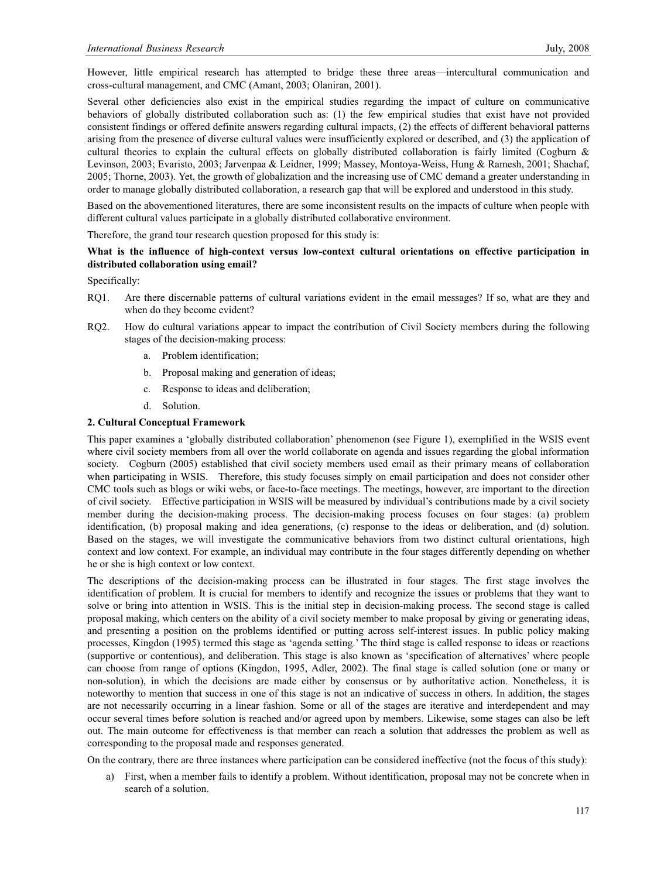However, little empirical research has attempted to bridge these three areas—intercultural communication and cross-cultural management, and CMC (Amant, 2003; Olaniran, 2001).

Several other deficiencies also exist in the empirical studies regarding the impact of culture on communicative behaviors of globally distributed collaboration such as: (1) the few empirical studies that exist have not provided consistent findings or offered definite answers regarding cultural impacts, (2) the effects of different behavioral patterns arising from the presence of diverse cultural values were insufficiently explored or described, and (3) the application of cultural theories to explain the cultural effects on globally distributed collaboration is fairly limited (Cogburn & Levinson, 2003; Evaristo, 2003; Jarvenpaa & Leidner, 1999; Massey, Montoya-Weiss, Hung & Ramesh, 2001; Shachaf, 2005; Thorne, 2003). Yet, the growth of globalization and the increasing use of CMC demand a greater understanding in order to manage globally distributed collaboration, a research gap that will be explored and understood in this study.

Based on the abovementioned literatures, there are some inconsistent results on the impacts of culture when people with different cultural values participate in a globally distributed collaborative environment.

Therefore, the grand tour research question proposed for this study is:

**What is the influence of high-context versus low-context cultural orientations on effective participation in distributed collaboration using email?**

Specifically:

RQ1. Are there discernable patterns of cultural variations evident in the email messages? If so, what are they and when do they become evident?

RQ2. How do cultural variations appear to impact the contribution of Civil Society members during the following stages of the decision-making process:

a. Problem identification;

b. Proposal making and generation of ideas;

c. Response to ideas and deliberation;

d. Solution.

## 2. Cultural Conceptual Framework

This paper examines a 'globally distributed collaboration' phenomenon (see Figure 1), exemplified in the WSIS event where civil society members from all over the world collaborate on agenda and issues regarding the global information society. Cogburn (2005) established that civil society members used email as their primary means of collaboration when participating in WSIS. Therefore, this study focuses simply on email participation and does not consider other CMC tools such as blogs or wiki webs, or face-to-face meetings. The meetings, however, are important to the direction of civil society. Effective participation in WSIS will be measured by individual's contributions made by a civil society member during the decision-making process. The decision-making process focuses on four stages: (a) problem identification, (b) proposal making and idea generations, (c) response to the ideas or deliberation, and (d) solution. Based on the stages, we will investigate the communicative behaviors from two distinct cultural orientations, high context and low context. For example, an individual may contribute in the four stages differently depending on whether he or she is high context or low context.

The descriptions of the decision-making process can be illustrated in four stages. The first stage involves the identification of problem. It is crucial for members to identify and recognize the issues or problems that they want to solve or bring into attention in WSIS. This is the initial step in decision-making process. The second stage is called proposal making, which centers on the ability of a civil society member to make proposal by giving or generating ideas, and presenting a position on the problems identified or putting across self-interest issues. In public policy making processes, Kingdon (1995) termed this stage as 'agenda setting.' The third stage is called response to ideas or reactions (supportive or contentious), and deliberation. This stage is also known as 'specification of alternatives' where people can choose from range of options (Kingdon, 1995, Adler, 2002). The final stage is called solution (one or many or non-solution), in which the decisions are made either by consensus or by authoritative action. Nonetheless, it is noteworthy to mention that success in one of this stage is not an indicative of success in others. In addition, the stages are not necessarily occurring in a linear fashion. Some or all of the stages are iterative and interdependent and may occur several times before solution is reached and/or agreed upon by members. Likewise, some stages can also be left out. The main outcome for effectiveness is that member can reach a solution that addresses the problem as well as corresponding to the proposal made and responses generated.

On the contrary, there are three instances where participation can be considered ineffective (not the focus of this study):

a) First, when a member fails to identify a problem. Without identification, proposal may not be concrete when in search of a solution.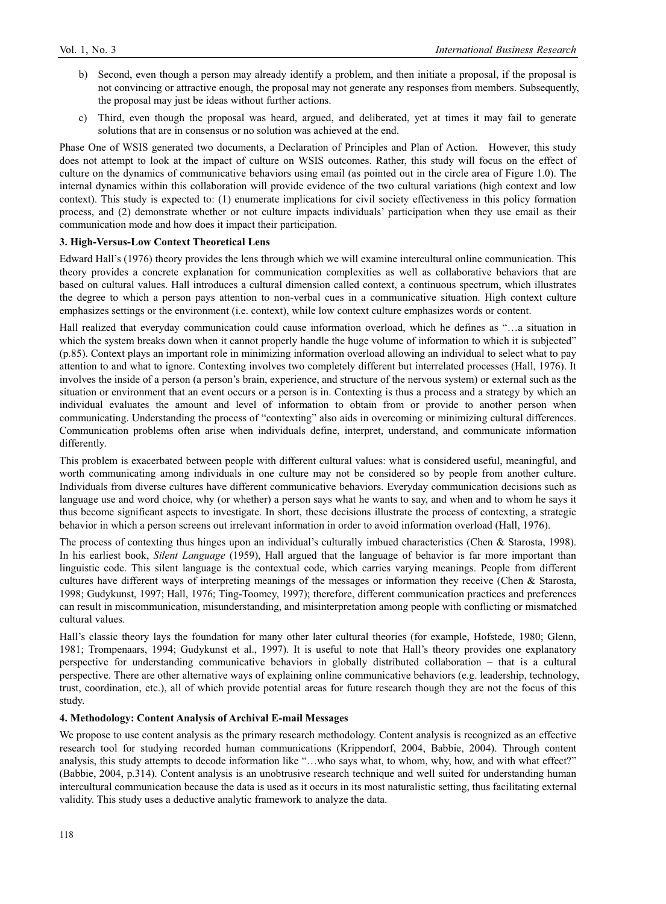b) Second, even though a person may already identify a problem, and then initiate a proposal, if the proposal is not convincing or attractive enough, the proposal may not generate any responses from members. Subsequently, the proposal may just be ideas without further actions.

c) Third, even though the proposal was heard, argued, and deliberated, yet at times it may fail to generate solutions that are in consensus or no solution was achieved at the end.

Phase One of WSIS generated two documents, a Declaration of Principles and Plan of Action. However, this study does not attempt to look at the impact of culture on WSIS outcomes. Rather, this study will focus on the effect of culture on the dynamics of communicative behaviors using email (as pointed out in the circle area of Figure 1.0). The internal dynamics within this collaboration will provide evidence of the two cultural variations (high context and low context). This study is expected to: (1) enumerate implications for civil society effectiveness in this policy formation process, and (2) demonstrate whether or not culture impacts individuals' participation when they use email as their communication mode and how does it impact their participation.

### 3. High-Versus-Low Context Theoretical Lens

Edward Hall's (1976) theory provides the lens through which we will examine intercultural online communication. This theory provides a concrete explanation for communication complexities as well as collaborative behaviors that are based on cultural values. Hall introduces a cultural dimension called context, a continuous spectrum, which illustrates the degree to which a person pays attention to non-verbal cues in a communicative situation. High context culture emphasizes settings or the environment (i.e. context), while low context culture emphasizes words or content.

Hall realized that everyday communication could cause information overload, which he defines as "…a situation in which the system breaks down when it cannot properly handle the huge volume of information to which it is subjected" (p.85). Context plays an important role in minimizing information overload allowing an individual to select what to pay attention to and what to ignore. Contexting involves two completely different but interrelated processes (Hall, 1976). It involves the inside of a person (a person's brain, experience, and structure of the nervous system) or external such as the situation or environment that an event occurs or a person is in. Contexting is thus a process and a strategy by which an individual evaluates the amount and level of information to obtain from or provide to another person when communicating. Understanding the process of "contexting" also aids in overcoming or minimizing cultural differences. Communication problems often arise when individuals define, interpret, understand, and communicate information differently.

This problem is exacerbated between people with different cultural values: what is considered useful, meaningful, and worth communicating among individuals in one culture may not be considered so by people from another culture. Individuals from diverse cultures have different communicative behaviors. Everyday communication decisions such as language use and word choice, why (or whether) a person says what he wants to say, and when and to whom he says it thus become significant aspects to investigate. In short, these decisions illustrate the process of contexting, a strategic behavior in which a person screens out irrelevant information in order to avoid information overload (Hall, 1976).

The process of contexting thus hinges upon an individual's culturally imbued characteristics (Chen & Starosta, 1998). In his earliest book, *Silent Language* (1959), Hall argued that the language of behavior is far more important than linguistic code. This silent language is the contextual code, which carries varying meanings. People from different cultures have different ways of interpreting meanings of the messages or information they receive (Chen & Starosta, 1998; Gudykunst, 1997; Hall, 1976; Ting-Toomey, 1997); therefore, different communication practices and preferences can result in miscommunication, misunderstanding, and misinterpretation among people with conflicting or mismatched cultural values.

Hall's classic theory lays the foundation for many other later cultural theories (for example, Hofstede, 1980; Glenn, 1981; Trompenaars, 1994; Gudykunst et al., 1997). It is useful to note that Hall's theory provides one explanatory perspective for understanding communicative behaviors in globally distributed collaboration – that is a cultural perspective. There are other alternative ways of explaining online communicative behaviors (e.g. leadership, technology, trust, coordination, etc.), all of which provide potential areas for future research though they are not the focus of this study.

### 4. Methodology: Content Analysis of Archival E-mail Messages

We propose to use content analysis as the primary research methodology. Content analysis is recognized as an effective research tool for studying recorded human communications (Krippendorf, 2004, Babbie, 2004). Through content analysis, this study attempts to decode information like "…who says what, to whom, why, how, and with what effect?" (Babbie, 2004, p.314). Content analysis is an unobtrusive research technique and well suited for understanding human intercultural communication because the data is used as it occurs in its most naturalistic setting, thus facilitating external validity. This study uses a deductive analytic framework to analyze the data.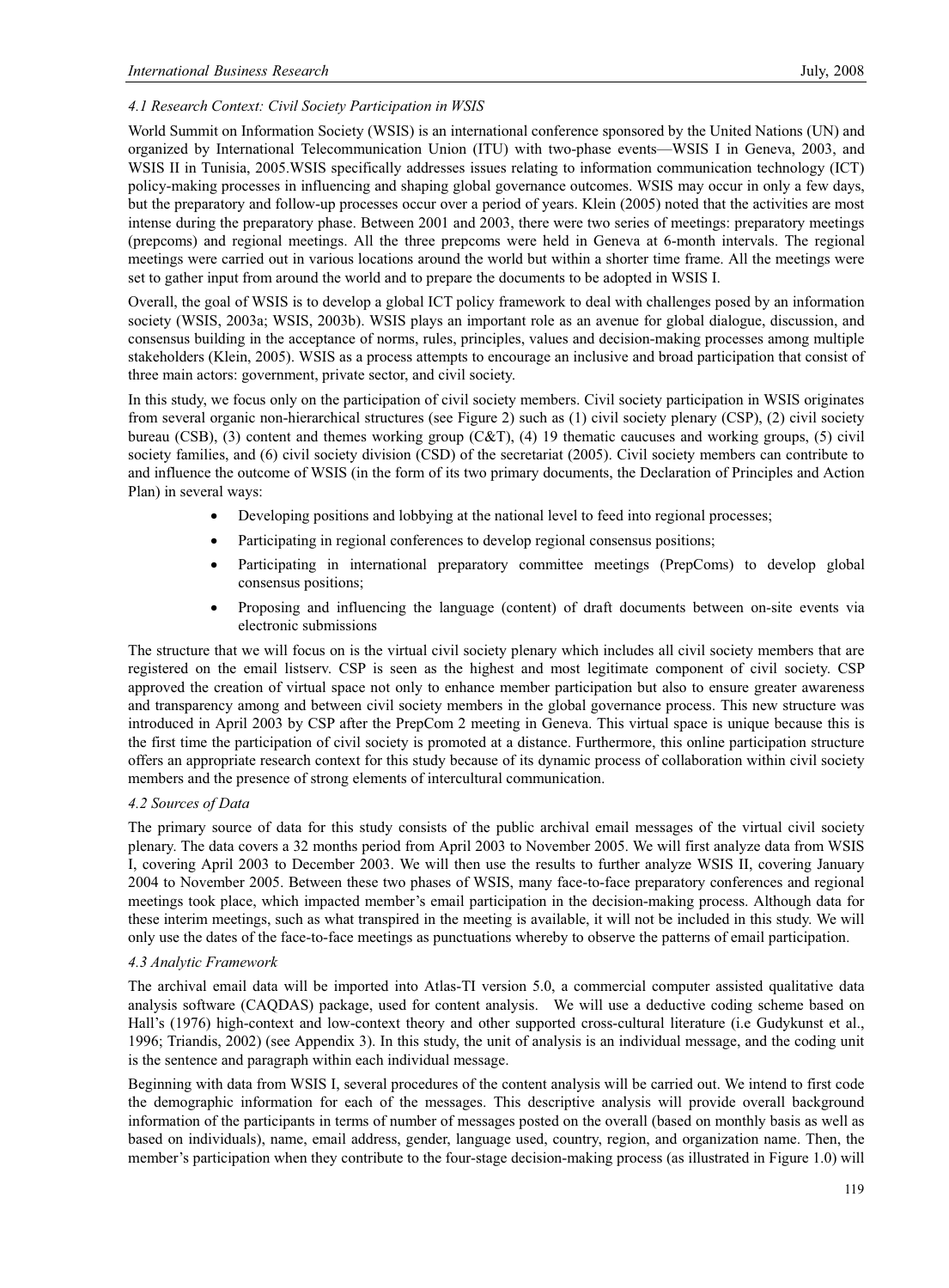### *4.1 Research Context: Civil Society Participation in WSIS*

World Summit on Information Society (WSIS) is an international conference sponsored by the United Nations (UN) and organized by International Telecommunication Union (ITU) with two-phase events—WSIS I in Geneva, 2003, and WSIS II in Tunisia, 2005.WSIS specifically addresses issues relating to information communication technology (ICT) policy-making processes in influencing and shaping global governance outcomes. WSIS may occur in only a few days, but the preparatory and follow-up processes occur over a period of years. Klein (2005) noted that the activities are most intense during the preparatory phase. Between 2001 and 2003, there were two series of meetings: preparatory meetings (prepcoms) and regional meetings. All the three prepcoms were held in Geneva at 6-month intervals. The regional meetings were carried out in various locations around the world but within a shorter time frame. All the meetings were set to gather input from around the world and to prepare the documents to be adopted in WSIS I.

Overall, the goal of WSIS is to develop a global ICT policy framework to deal with challenges posed by an information society (WSIS, 2003a; WSIS, 2003b). WSIS plays an important role as an avenue for global dialogue, discussion, and consensus building in the acceptance of norms, rules, principles, values and decision-making processes among multiple stakeholders (Klein, 2005). WSIS as a process attempts to encourage an inclusive and broad participation that consist of three main actors: government, private sector, and civil society.

In this study, we focus only on the participation of civil society members. Civil society participation in WSIS originates from several organic non-hierarchical structures (see Figure 2) such as (1) civil society plenary (CSP), (2) civil society bureau (CSB), (3) content and themes working group (C&T), (4) 19 thematic caucuses and working groups, (5) civil society families, and (6) civil society division (CSD) of the secretariat (2005). Civil society members can contribute to and influence the outcome of WSIS (in the form of its two primary documents, the Declaration of Principles and Action Plan) in several ways:

- Developing positions and lobbying at the national level to feed into regional processes;
- Participating in regional conferences to develop regional consensus positions;
- Participating in international preparatory committee meetings (PrepComs) to develop global consensus positions;
- Proposing and influencing the language (content) of draft documents between on-site events via electronic submissions

The structure that we will focus on is the virtual civil society plenary which includes all civil society members that are registered on the email listserv. CSP is seen as the highest and most legitimate component of civil society. CSP approved the creation of virtual space not only to enhance member participation but also to ensure greater awareness and transparency among and between civil society members in the global governance process. This new structure was introduced in April 2003 by CSP after the PrepCom 2 meeting in Geneva. This virtual space is unique because this is the first time the participation of civil society is promoted at a distance. Furthermore, this online participation structure offers an appropriate research context for this study because of its dynamic process of collaboration within civil society members and the presence of strong elements of intercultural communication.

### *4.2 Sources of Data*

The primary source of data for this study consists of the public archival email messages of the virtual civil society plenary. The data covers a 32 months period from April 2003 to November 2005. We will first analyze data from WSIS I, covering April 2003 to December 2003. We will then use the results to further analyze WSIS II, covering January 2004 to November 2005. Between these two phases of WSIS, many face-to-face preparatory conferences and regional meetings took place, which impacted member's email participation in the decision-making process. Although data for these interim meetings, such as what transpired in the meeting is available, it will not be included in this study. We will only use the dates of the face-to-face meetings as punctuations whereby to observe the patterns of email participation.

### *4.3 Analytic Framework*

The archival email data will be imported into Atlas-TI version 5.0, a commercial computer assisted qualitative data analysis software (CAQDAS) package, used for content analysis. We will use a deductive coding scheme based on Hall's (1976) high-context and low-context theory and other supported cross-cultural literature (i.e Gudykunst et al., 1996; Triandis, 2002) (see Appendix 3). In this study, the unit of analysis is an individual message, and the coding unit is the sentence and paragraph within each individual message.

Beginning with data from WSIS I, several procedures of the content analysis will be carried out. We intend to first code the demographic information for each of the messages. This descriptive analysis will provide overall background information of the participants in terms of number of messages posted on the overall (based on monthly basis as well as based on individuals), name, email address, gender, language used, country, region, and organization name. Then, the member's participation when they contribute to the four-stage decision-making process (as illustrated in Figure 1.0) will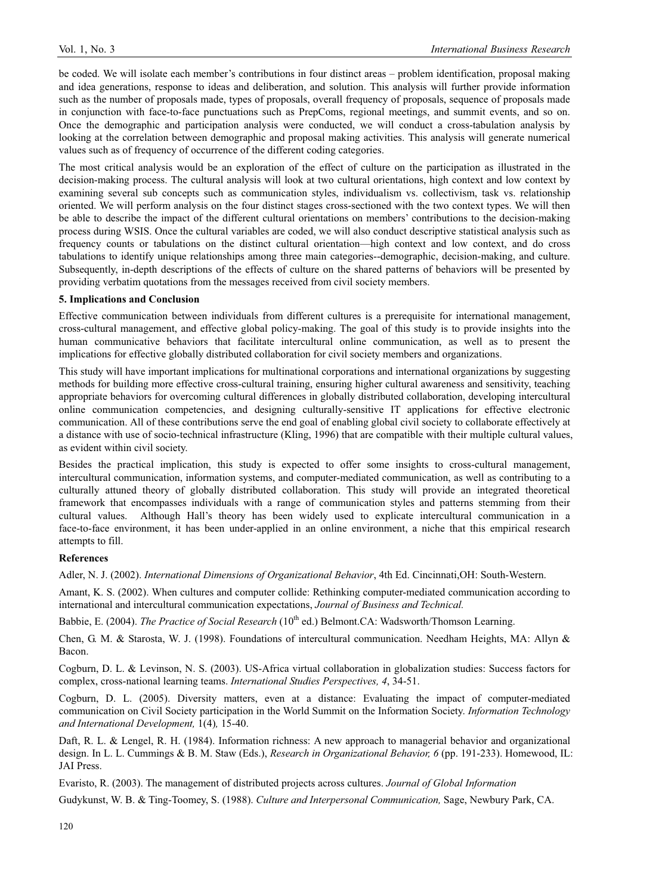be coded. We will isolate each member's contributions in four distinct areas – problem identification, proposal making and idea generations, response to ideas and deliberation, and solution. This analysis will further provide information such as the number of proposals made, types of proposals, overall frequency of proposals, sequence of proposals made in conjunction with face-to-face punctuations such as PrepComs, regional meetings, and summit events, and so on. Once the demographic and participation analysis were conducted, we will conduct a cross-tabulation analysis by looking at the correlation between demographic and proposal making activities. This analysis will generate numerical values such as of frequency of occurrence of the different coding categories.

The most critical analysis would be an exploration of the effect of culture on the participation as illustrated in the decision-making process. The cultural analysis will look at two cultural orientations, high context and low context by examining several sub concepts such as communication styles, individualism vs. collectivism, task vs. relationship oriented. We will perform analysis on the four distinct stages cross-sectioned with the two context types. We will then be able to describe the impact of the different cultural orientations on members' contributions to the decision-making process during WSIS. Once the cultural variables are coded, we will also conduct descriptive statistical analysis such as frequency counts or tabulations on the distinct cultural orientation—high context and low context, and do cross tabulations to identify unique relationships among three main categories--demographic, decision-making, and culture. Subsequently, in-depth descriptions of the effects of culture on the shared patterns of behaviors will be presented by providing verbatim quotations from the messages received from civil society members.

## 5. Implications and Conclusion

Effective communication between individuals from different cultures is a prerequisite for international management, cross-cultural management, and effective global policy-making. The goal of this study is to provide insights into the human communicative behaviors that facilitate intercultural online communication, as well as to present the implications for effective globally distributed collaboration for civil society members and organizations.

This study will have important implications for multinational corporations and international organizations by suggesting methods for building more effective cross-cultural training, ensuring higher cultural awareness and sensitivity, teaching appropriate behaviors for overcoming cultural differences in globally distributed collaboration, developing intercultural online communication competencies, and designing culturally-sensitive IT applications for effective electronic communication. All of these contributions serve the end goal of enabling global civil society to collaborate effectively at a distance with use of socio-technical infrastructure (Kling, 1996) that are compatible with their multiple cultural values, as evident within civil society.

Besides the practical implication, this study is expected to offer some insights to cross-cultural management, intercultural communication, information systems, and computer-mediated communication, as well as contributing to a culturally attuned theory of globally distributed collaboration. This study will provide an integrated theoretical framework that encompasses individuals with a range of communication styles and patterns stemming from their cultural values. Although Hall's theory has been widely used to explicate intercultural communication in a face-to-face environment, it has been under-applied in an online environment, a niche that this empirical research attempts to fill.

## References

Adler, N. J. (2002). *International Dimensions of Organizational Behavior*, 4th Ed. Cincinnati,OH: South-Western.

Amant, K. S. (2002). When cultures and computer collide: Rethinking computer-mediated communication according to international and intercultural communication expectations, *Journal of Business and Technical.*

Babbie, E. (2004). *The Practice of Social Research* (10th ed.) Belmont.CA: Wadsworth/Thomson Learning.

Chen, G. M. & Starosta, W. J. (1998). Foundations of intercultural communication. Needham Heights, MA: Allyn & Bacon.

Cogburn, D. L. & Levinson, N. S. (2003). US-Africa virtual collaboration in globalization studies: Success factors for complex, cross-national learning teams. *International Studies Perspectives, 4*, 34-51.

Cogburn, D. L. (2005). Diversity matters, even at a distance: Evaluating the impact of computer-mediated communication on Civil Society participation in the World Summit on the Information Society. *Information Technology and International Development,* 1(4)*,* 15-40.

Daft, R. L. & Lengel, R. H. (1984). Information richness: A new approach to managerial behavior and organizational design. In L. L. Cummings & B. M. Staw (Eds.), *Research in Organizational Behavior, 6* (pp. 191-233). Homewood, IL: JAI Press.

Evaristo, R. (2003). The management of distributed projects across cultures. *Journal of Global Information*

Gudykunst, W. B. & Ting-Toomey, S. (1988). *Culture and Interpersonal Communication,* Sage, Newbury Park, CA.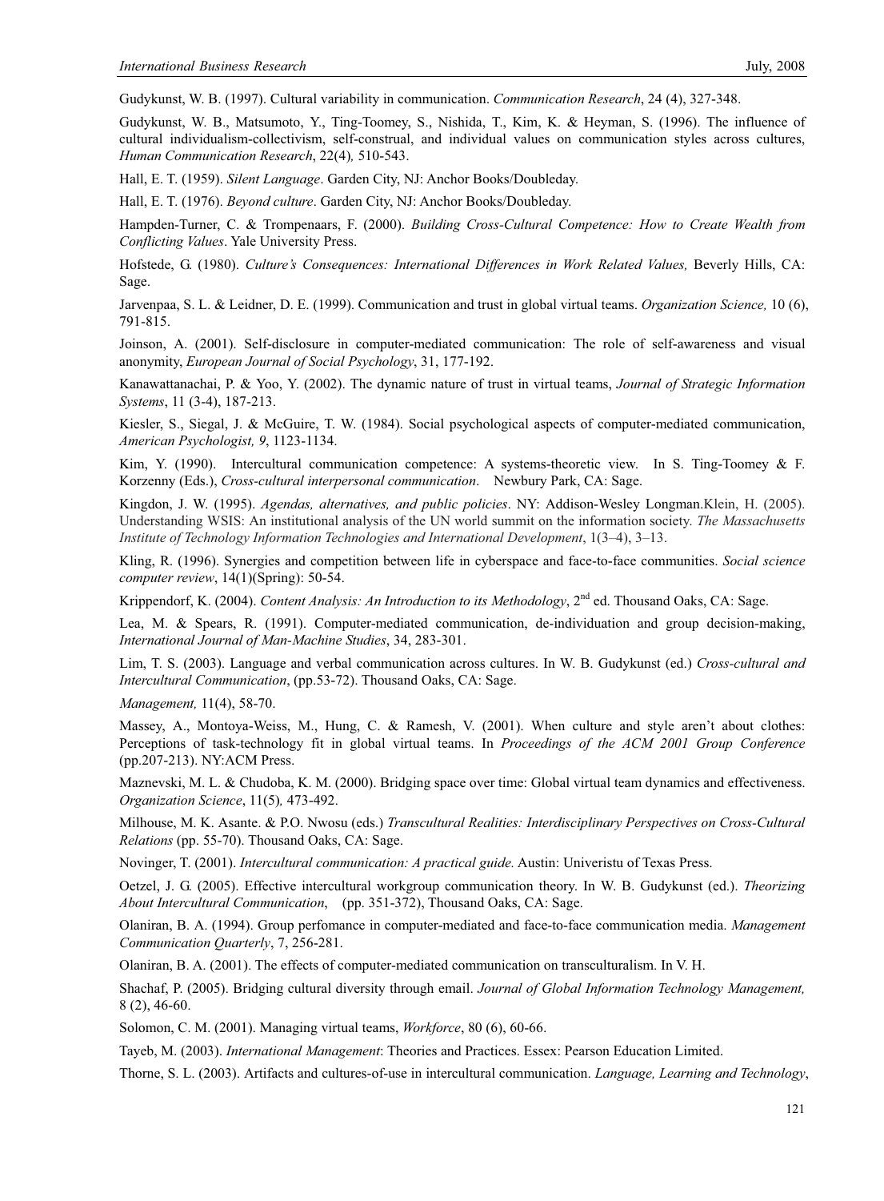Gudykunst, W. B. (1997). Cultural variability in communication. *Communication Research*, 24 (4), 327-348.

Gudykunst, W. B., Matsumoto, Y., Ting-Toomey, S., Nishida, T., Kim, K. & Heyman, S. (1996). The influence of cultural individualism-collectivism, self-construal, and individual values on communication styles across cultures, *Human Communication Research*, 22(4)*,* 510-543.

Hall, E. T. (1959). *Silent Language*. Garden City, NJ: Anchor Books/Doubleday.

Hall, E. T. (1976). *Beyond culture*. Garden City, NJ: Anchor Books/Doubleday.

Hampden-Turner, C. & Trompenaars, F. (2000). *Building Cross-Cultural Competence: How to Create Wealth from Conflicting Values*. Yale University Press.

Hofstede, G. (1980). *Culture's Consequences: International Differences in Work Related Values,* Beverly Hills, CA: Sage.

Jarvenpaa, S. L. & Leidner, D. E. (1999). Communication and trust in global virtual teams. *Organization Science,* 10 (6), 791-815.

Joinson, A. (2001). Self-disclosure in computer-mediated communication: The role of self-awareness and visual anonymity, *European Journal of Social Psychology*, 31, 177-192.

Kanawattanachai, P. & Yoo, Y. (2002). The dynamic nature of trust in virtual teams, *Journal of Strategic Information Systems*, 11 (3-4), 187-213.

Kiesler, S., Siegal, J. & McGuire, T. W. (1984). Social psychological aspects of computer-mediated communication, *American Psychologist, 9*, 1123-1134.

Kim, Y. (1990). Intercultural communication competence: A systems-theoretic view. In S. Ting-Toomey & F. Korzenny (Eds.), *Cross-cultural interpersonal communication*. Newbury Park, CA: Sage.

Kingdon, J. W. (1995). *Agendas, alternatives, and public policies*. NY: Addison-Wesley Longman.Klein, H. (2005). Understanding WSIS: An institutional analysis of the UN world summit on the information society. *The Massachusetts Institute of Technology Information Technologies and International Development*, 1(3–4), 3–13.

Kling, R. (1996). Synergies and competition between life in cyberspace and face-to-face communities. *Social science computer review*, 14(1)(Spring): 50-54.

Krippendorf, K. (2004). *Content Analysis: An Introduction to its Methodology*, 2nd ed. Thousand Oaks, CA: Sage.

Lea, M. & Spears, R. (1991). Computer-mediated communication, de-individuation and group decision-making, *International Journal of Man-Machine Studies*, 34, 283-301.

Lim, T. S. (2003). Language and verbal communication across cultures. In W. B. Gudykunst (ed.) *Cross-cultural and Intercultural Communication*, (pp.53-72). Thousand Oaks, CA: Sage.

*Management,* 11(4), 58-70.

Massey, A., Montoya-Weiss, M., Hung, C. & Ramesh, V. (2001). When culture and style aren't about clothes: Perceptions of task-technology fit in global virtual teams. In *Proceedings of the ACM 2001 Group Conference* (pp.207-213). NY:ACM Press.

Maznevski, M. L. & Chudoba, K. M. (2000). Bridging space over time: Global virtual team dynamics and effectiveness. *Organization Science*, 11(5)*,* 473-492.

Milhouse, M. K. Asante. & P.O. Nwosu (eds.) *Transcultural Realities: Interdisciplinary Perspectives on Cross-Cultural Relations* (pp. 55-70). Thousand Oaks, CA: Sage.

Novinger, T. (2001). *Intercultural communication: A practical guide.* Austin: Univeristu of Texas Press.

Oetzel, J. G. (2005). Effective intercultural workgroup communication theory. In W. B. Gudykunst (ed.). *Theorizing About Intercultural Communication*, (pp. 351-372), Thousand Oaks, CA: Sage.

Olaniran, B. A. (1994). Group perfomance in computer-mediated and face-to-face communication media. *Management Communication Quarterly*, 7, 256-281.

Olaniran, B. A. (2001). The effects of computer-mediated communication on transculturalism. In V. H.

Shachaf, P. (2005). Bridging cultural diversity through email. *Journal of Global Information Technology Management,* 8 (2), 46-60.

Solomon, C. M. (2001). Managing virtual teams, *Workforce*, 80 (6), 60-66.

Tayeb, M. (2003). *International Management*: Theories and Practices. Essex: Pearson Education Limited.

Thorne, S. L. (2003). Artifacts and cultures-of-use in intercultural communication. *Language, Learning and Technology*,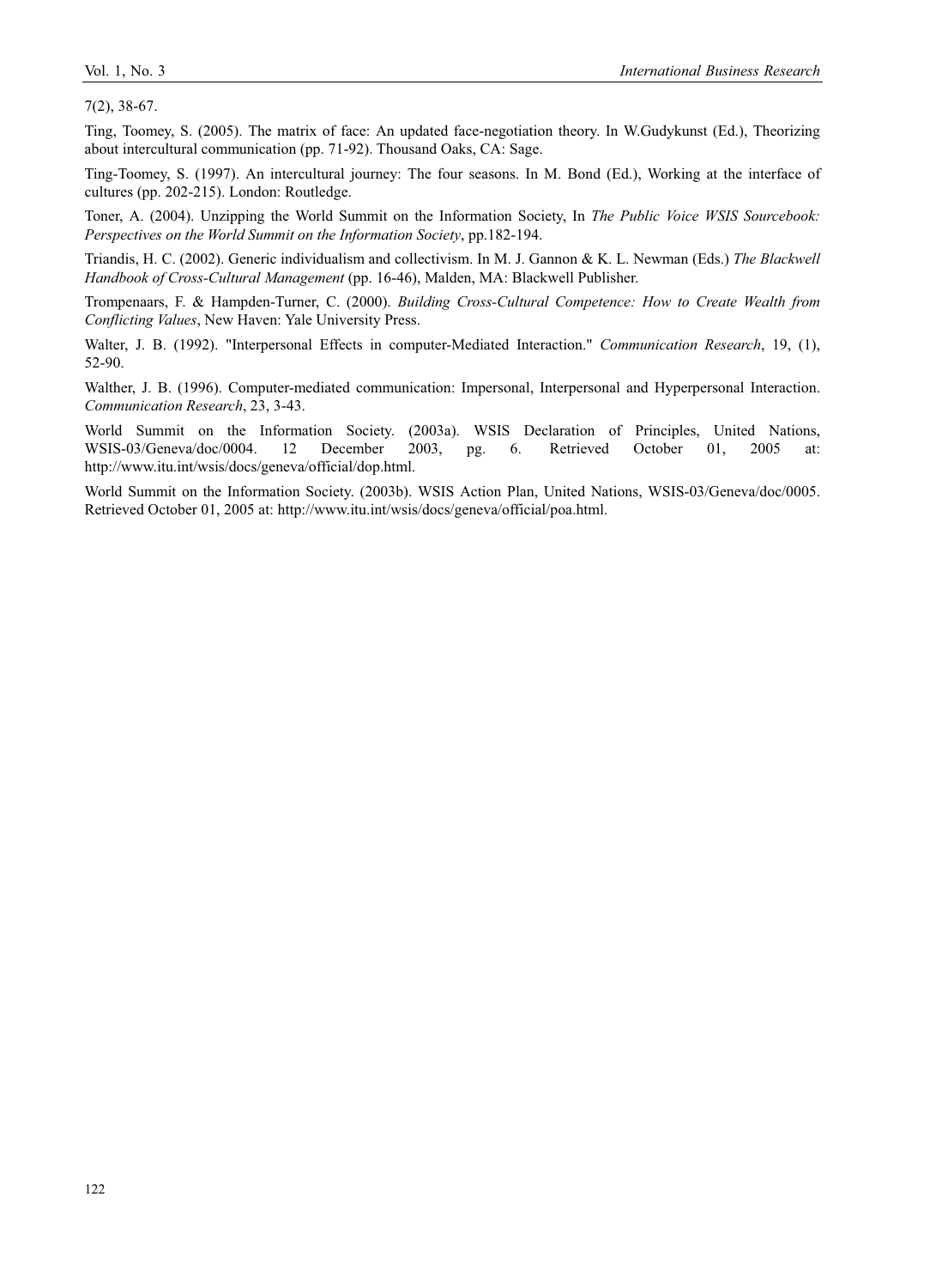7(2), 38-67.

Ting, Toomey, S. (2005). The matrix of face: An updated face-negotiation theory. In W.Gudykunst (Ed.), Theorizing about intercultural communication (pp. 71-92). Thousand Oaks, CA: Sage.

Ting-Toomey, S. (1997). An intercultural journey: The four seasons. In M. Bond (Ed.), Working at the interface of cultures (pp. 202-215). London: Routledge.

Toner, A. (2004). Unzipping the World Summit on the Information Society, In *The Public Voice WSIS Sourcebook: Perspectives on the World Summit on the Information Society*, pp.182-194.

Triandis, H. C. (2002). Generic individualism and collectivism. In M. J. Gannon & K. L. Newman (Eds.) *The Blackwell Handbook of Cross-Cultural Management* (pp. 16-46), Malden, MA: Blackwell Publisher.

Trompenaars, F. & Hampden-Turner, C. (2000). *Building Cross-Cultural Competence: How to Create Wealth from Conflicting Values*, New Haven: Yale University Press.

Walter, J. B. (1992). "Interpersonal Effects in computer-Mediated Interaction." *Communication Research*, 19, (1), 52-90.

Walther, J. B. (1996). Computer-mediated communication: Impersonal, Interpersonal and Hyperpersonal Interaction. *Communication Research*, 23, 3-43.

World Summit on the Information Society. (2003a). WSIS Declaration of Principles, United Nations, WSIS-03/Geneva/doc/0004. 12 December 2003, pg. 6. Retrieved October 01, 2005 at: http://www.itu.int/wsis/docs/geneva/official/dop.html.

World Summit on the Information Society. (2003b). WSIS Action Plan, United Nations, WSIS-03/Geneva/doc/0005. Retrieved October 01, 2005 at: http://www.itu.int/wsis/docs/geneva/official/poa.html.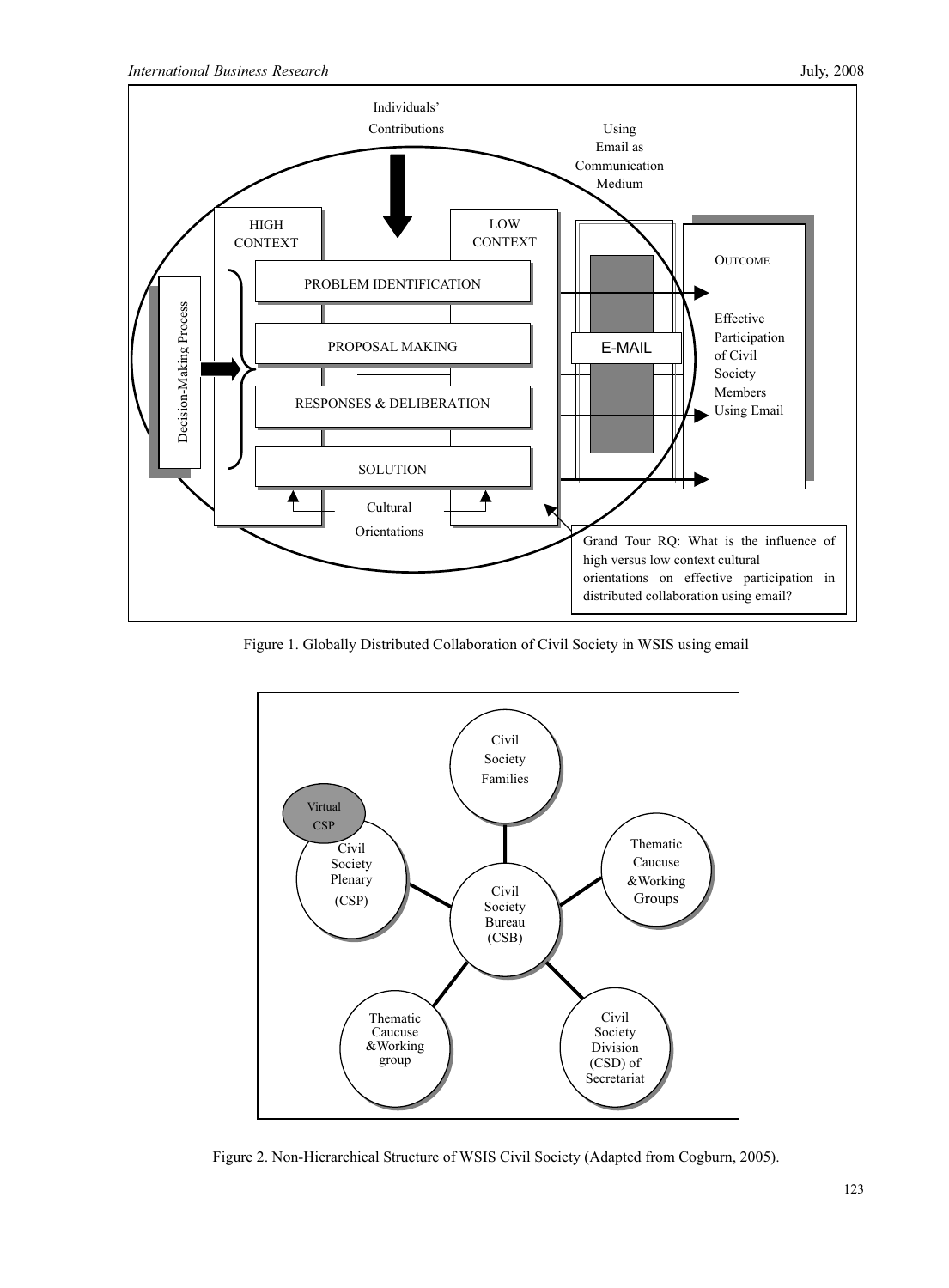Individuals' Contributions

Using Email as Communication Medium

HIGH CONTEXT

LOW CONTEXT

Decision-Making Process

PROBLEM IDENTIFICATION

PROPOSAL MAKING

RESPONSES & DELIBERATION

SOLUTION

E-MAIL

OUTCOME

Effective Participation of Civil Society Members Using Email

Cultural Orientations

Grand Tour RQ: What is the influence of high versus low context cultural orientations on effective participation in distributed collaboration using email?

Figure 1. Globally Distributed Collaboration of Civil Society in WSIS using email

Civil Society Families

Virtual CSP

Civil Society Plenary (CSP)

Thematic Caucuse &Working Groups

Civil Society Bureau (CSB)

Thematic Caucuse &Working group

Civil Society Division (CSD) of Secretariat

Figure 2. Non-Hierarchical Structure of WSIS Civil Society (Adapted from Cogburn, 2005).